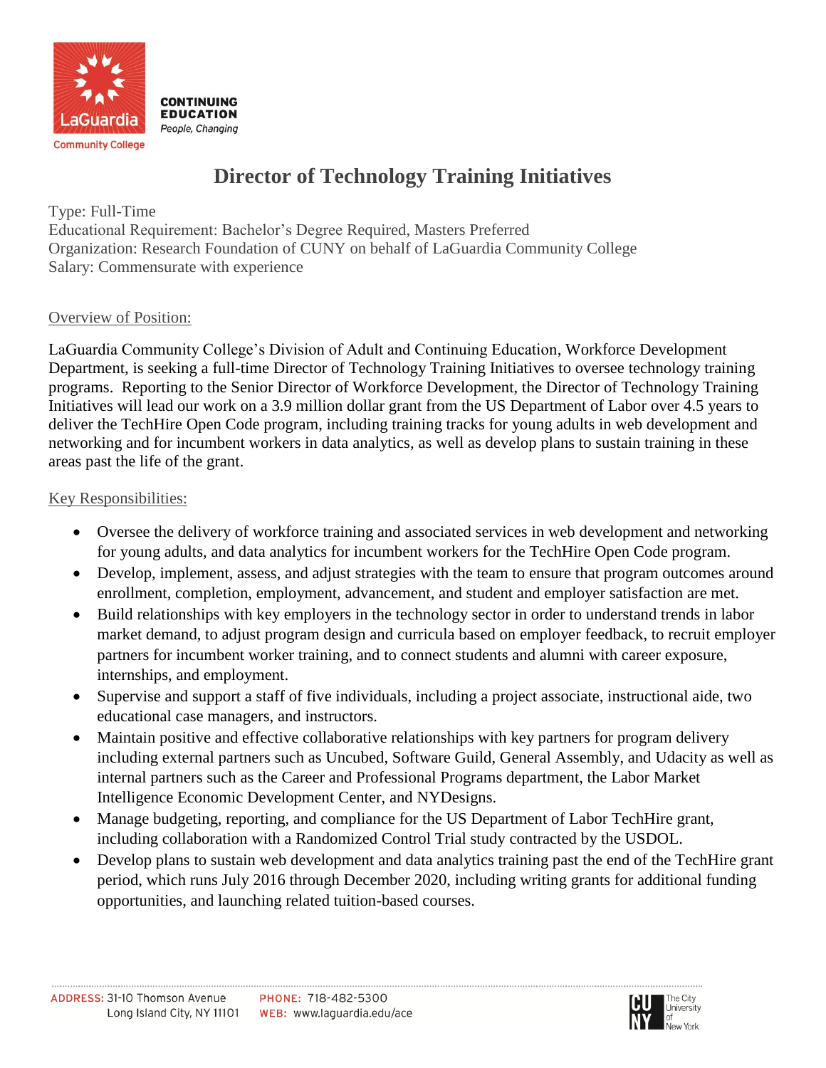# Director of Technology Training Initiatives

Type: Full-Time
Educational Requirement: Bachelor's Degree Required, Masters Preferred
Organization: Research Foundation of CUNY on behalf of LaGuardia Community College
Salary: Commensurate with experience

## Overview of Position:

LaGuardia Community College's Division of Adult and Continuing Education, Workforce Development Department, is seeking a full-time Director of Technology Training Initiatives to oversee technology training programs. Reporting to the Senior Director of Workforce Development, the Director of Technology Training Initiatives will lead our work on a 3.9 million dollar grant from the US Department of Labor over 4.5 years to deliver the TechHire Open Code program, including training tracks for young adults in web development and networking and for incumbent workers in data analytics, as well as develop plans to sustain training in these areas past the life of the grant.

## Key Responsibilities:

- Oversee the delivery of workforce training and associated services in web development and networking for young adults, and data analytics for incumbent workers for the TechHire Open Code program.
- Develop, implement, assess, and adjust strategies with the team to ensure that program outcomes around enrollment, completion, employment, advancement, and student and employer satisfaction are met.
- Build relationships with key employers in the technology sector in order to understand trends in labor market demand, to adjust program design and curricula based on employer feedback, to recruit employer partners for incumbent worker training, and to connect students and alumni with career exposure, internships, and employment.
- Supervise and support a staff of five individuals, including a project associate, instructional aide, two educational case managers, and instructors.
- Maintain positive and effective collaborative relationships with key partners for program delivery including external partners such as Uncubed, Software Guild, General Assembly, and Udacity as well as internal partners such as the Career and Professional Programs department, the Labor Market Intelligence Economic Development Center, and NYDesigns.
- Manage budgeting, reporting, and compliance for the US Department of Labor TechHire grant, including collaboration with a Randomized Control Trial study contracted by the USDOL.
- Develop plans to sustain web development and data analytics training past the end of the TechHire grant period, which runs July 2016 through December 2020, including writing grants for additional funding opportunities, and launching related tuition-based courses.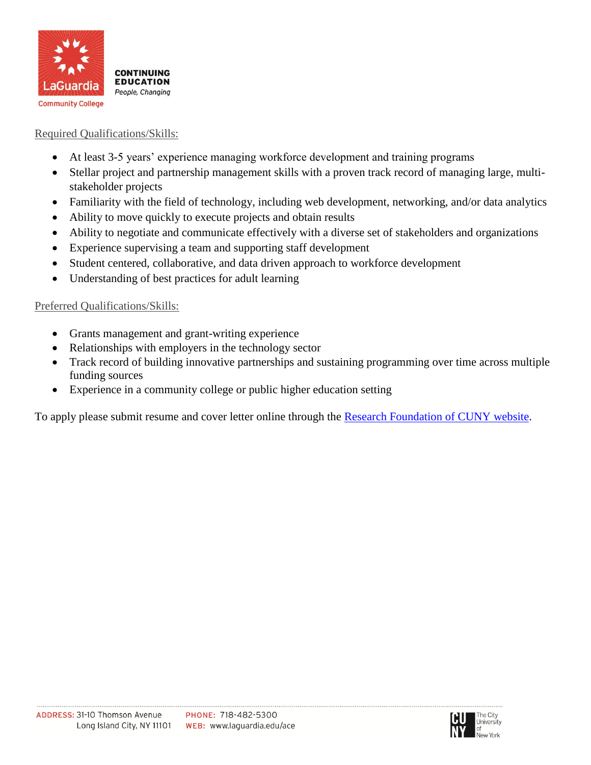Required Qualifications/Skills:

- At least 3-5 years' experience managing workforce development and training programs
- Stellar project and partnership management skills with a proven track record of managing large, multi-stakeholder projects
- Familiarity with the field of technology, including web development, networking, and/or data analytics
- Ability to move quickly to execute projects and obtain results
- Ability to negotiate and communicate effectively with a diverse set of stakeholders and organizations
- Experience supervising a team and supporting staff development
- Student centered, collaborative, and data driven approach to workforce development
- Understanding of best practices for adult learning

Preferred Qualifications/Skills:

- Grants management and grant-writing experience
- Relationships with employers in the technology sector
- Track record of building innovative partnerships and sustaining programming over time across multiple funding sources
- Experience in a community college or public higher education setting

To apply please submit resume and cover letter online through the [Research Foundation of CUNY website](#).